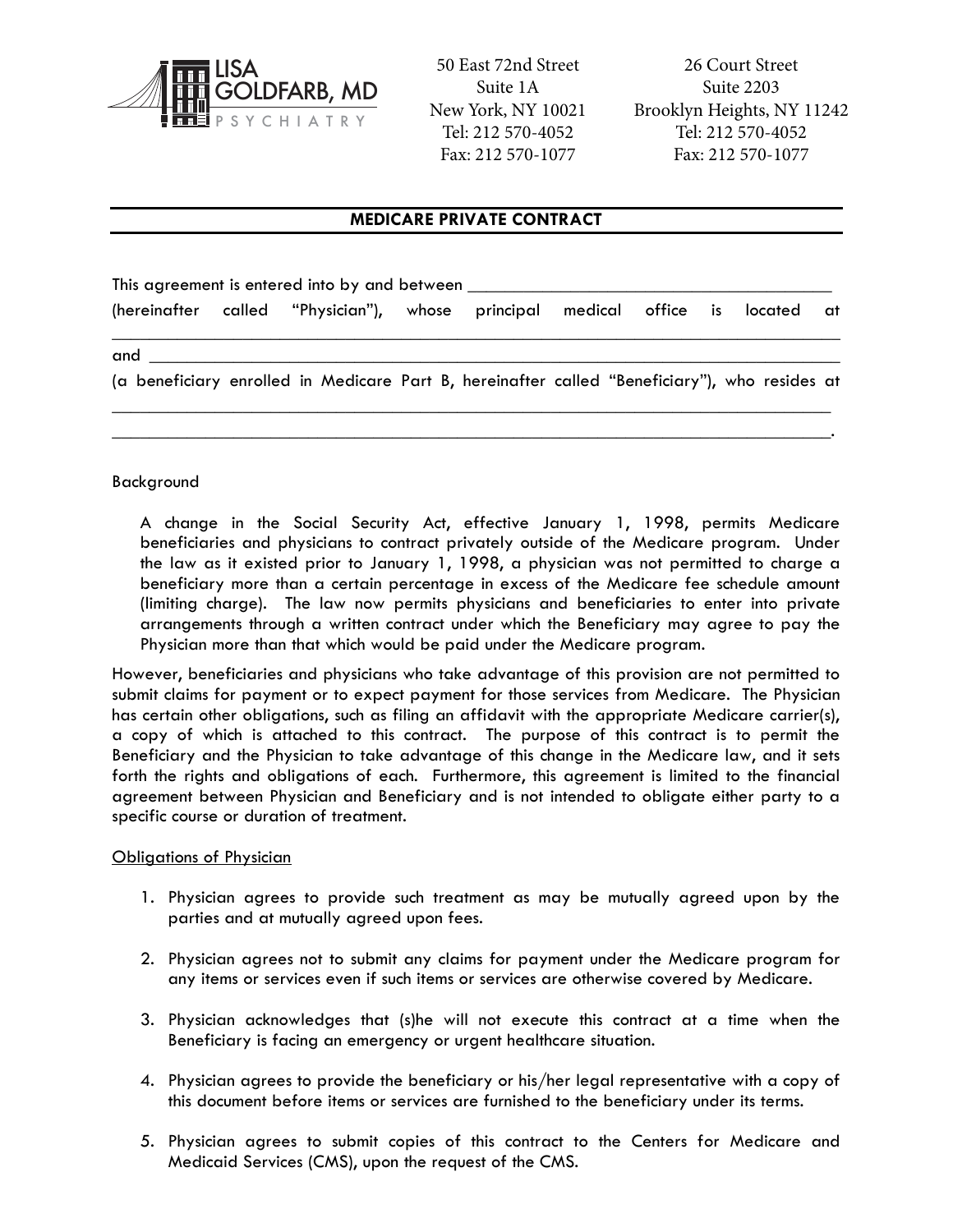LISA GOLDFARB, MD
PSYCHIATRY

50 East 72nd Street
Suite 1A
New York, NY 10021
Tel: 212 570-4052
Fax: 212 570-1077

26 Court Street
Suite 2203
Brooklyn Heights, NY 11242
Tel: 212 570-4052
Fax: 212 570-1077

## MEDICARE PRIVATE CONTRACT

This agreement is entered into by and between ________________________________________ (hereinafter called "Physician"), whose principal medical office is located at ______________________________________________________________________________

and ______________________________________________________________________________

(a beneficiary enrolled in Medicare Part B, hereinafter called "Beneficiary"), who resides at ______________________________________________________________________________
______________________________________________________________________________.

Background

A change in the Social Security Act, effective January 1, 1998, permits Medicare beneficiaries and physicians to contract privately outside of the Medicare program. Under the law as it existed prior to January 1, 1998, a physician was not permitted to charge a beneficiary more than a certain percentage in excess of the Medicare fee schedule amount (limiting charge). The law now permits physicians and beneficiaries to enter into private arrangements through a written contract under which the Beneficiary may agree to pay the Physician more than that which would be paid under the Medicare program.

However, beneficiaries and physicians who take advantage of this provision are not permitted to submit claims for payment or to expect payment for those services from Medicare. The Physician has certain other obligations, such as filing an affidavit with the appropriate Medicare carrier(s), a copy of which is attached to this contract. The purpose of this contract is to permit the Beneficiary and the Physician to take advantage of this change in the Medicare law, and it sets forth the rights and obligations of each. Furthermore, this agreement is limited to the financial agreement between Physician and Beneficiary and is not intended to obligate either party to a specific course or duration of treatment.

Obligations of Physician

1. Physician agrees to provide such treatment as may be mutually agreed upon by the parties and at mutually agreed upon fees.
2. Physician agrees not to submit any claims for payment under the Medicare program for any items or services even if such items or services are otherwise covered by Medicare.
3. Physician acknowledges that (s)he will not execute this contract at a time when the Beneficiary is facing an emergency or urgent healthcare situation.
4. Physician agrees to provide the beneficiary or his/her legal representative with a copy of this document before items or services are furnished to the beneficiary under its terms.
5. Physician agrees to submit copies of this contract to the Centers for Medicare and Medicaid Services (CMS), upon the request of the CMS.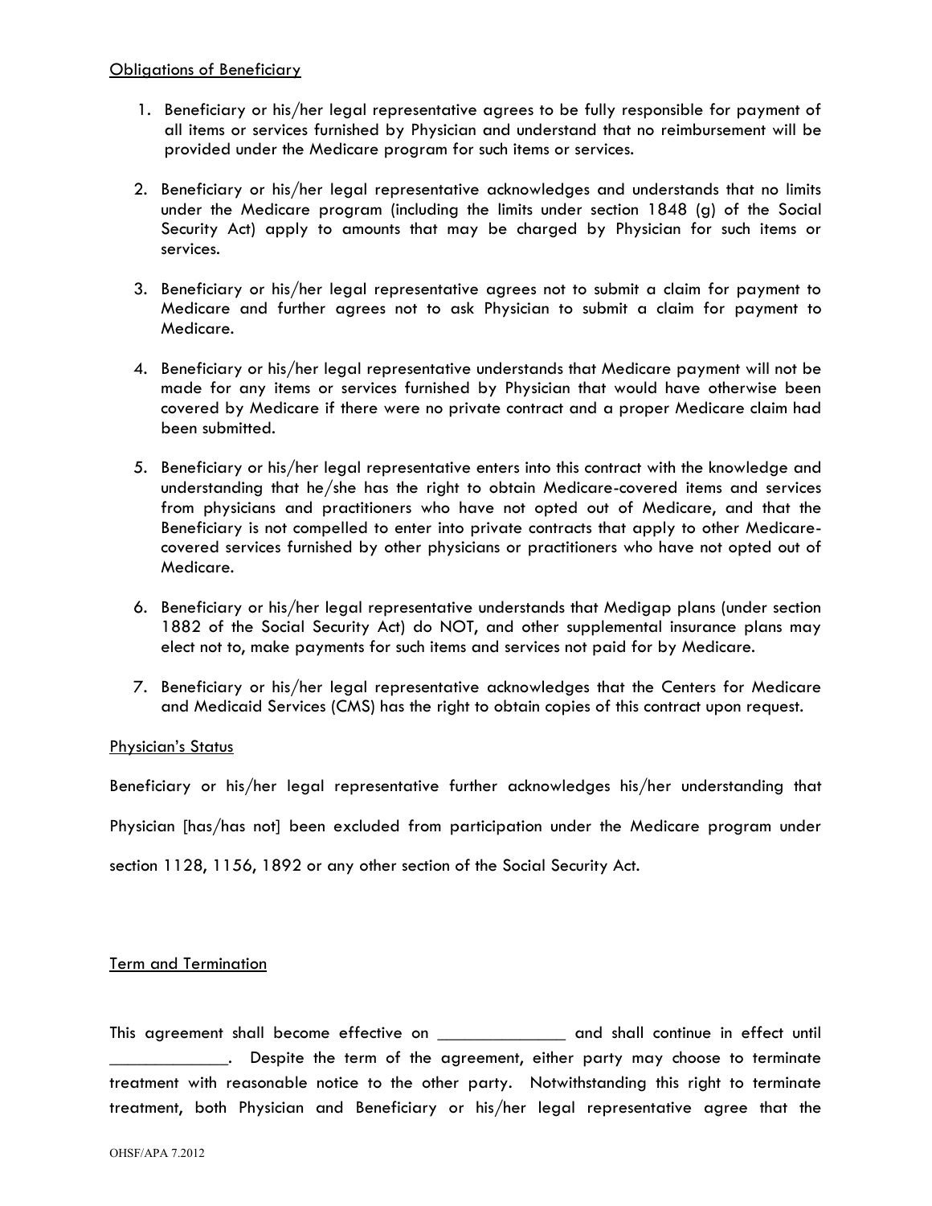Obligations of Beneficiary

1. Beneficiary or his/her legal representative agrees to be fully responsible for payment of all items or services furnished by Physician and understand that no reimbursement will be provided under the Medicare program for such items or services.

2. Beneficiary or his/her legal representative acknowledges and understands that no limits under the Medicare program (including the limits under section 1848 (g) of the Social Security Act) apply to amounts that may be charged by Physician for such items or services.

3. Beneficiary or his/her legal representative agrees not to submit a claim for payment to Medicare and further agrees not to ask Physician to submit a claim for payment to Medicare.

4. Beneficiary or his/her legal representative understands that Medicare payment will not be made for any items or services furnished by Physician that would have otherwise been covered by Medicare if there were no private contract and a proper Medicare claim had been submitted.

5. Beneficiary or his/her legal representative enters into this contract with the knowledge and understanding that he/she has the right to obtain Medicare-covered items and services from physicians and practitioners who have not opted out of Medicare, and that the Beneficiary is not compelled to enter into private contracts that apply to other Medicare-covered services furnished by other physicians or practitioners who have not opted out of Medicare.

6. Beneficiary or his/her legal representative understands that Medigap plans (under section 1882 of the Social Security Act) do NOT, and other supplemental insurance plans may elect not to, make payments for such items and services not paid for by Medicare.

7. Beneficiary or his/her legal representative acknowledges that the Centers for Medicare and Medicaid Services (CMS) has the right to obtain copies of this contract upon request.

Physician's Status

Beneficiary or his/her legal representative further acknowledges his/her understanding that Physician [has/has not] been excluded from participation under the Medicare program under section 1128, 1156, 1892 or any other section of the Social Security Act.

Term and Termination

This agreement shall become effective on ______________ and shall continue in effect until _____________. Despite the term of the agreement, either party may choose to terminate treatment with reasonable notice to the other party. Notwithstanding this right to terminate treatment, both Physician and Beneficiary or his/her legal representative agree that the

OHSF/APA 7.2012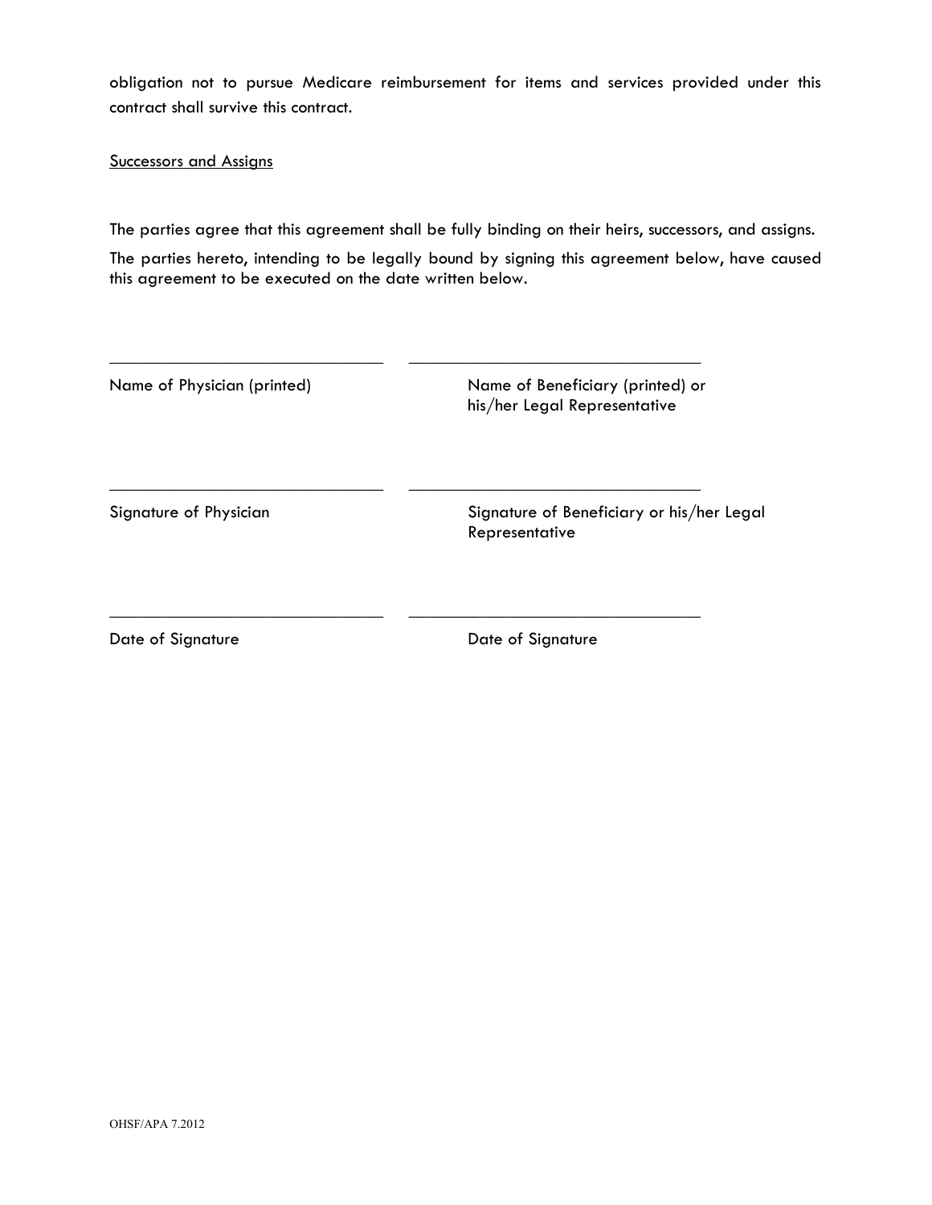obligation not to pursue Medicare reimbursement for items and services provided under this contract shall survive this contract.

Successors and Assigns

The parties agree that this agreement shall be fully binding on their heirs, successors, and assigns.

The parties hereto, intending to be legally bound by signing this agreement below, have caused this agreement to be executed on the date written below.

| | |
|---|---|
| ______________________________ | ______________________________ |
| Name of Physician (printed) | Name of Beneficiary (printed) or his/her Legal Representative |
| ______________________________ | ______________________________ |
| Signature of Physician | Signature of Beneficiary or his/her Legal Representative |
| ______________________________ | ______________________________ |
| Date of Signature | Date of Signature |

OHSF/APA 7.2012